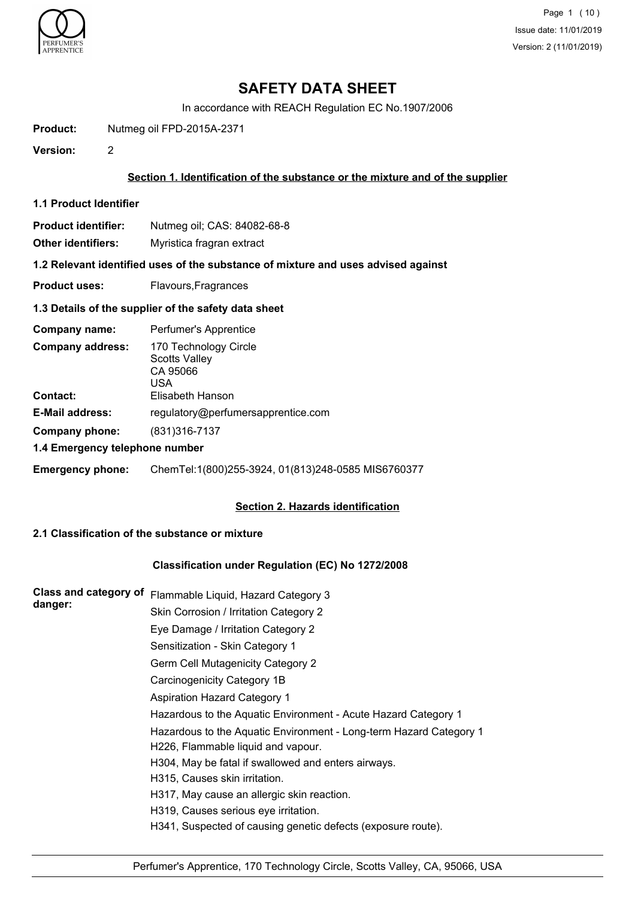# SAFETY DATA SHEET

In accordance with REACH Regulation EC No.1907/2006

**Product:** Nutmeg oil FPD-2015A-2371

**Version:** 2

## Section 1. Identification of the substance or the mixture and of the supplier

### 1.1 Product Identifier

**Product identifier:** Nutmeg oil; CAS: 84082-68-8

**Other identifiers:** Myristica fragran extract

### 1.2 Relevant identified uses of the substance of mixture and uses advised against

**Product uses:** Flavours,Fragrances

### 1.3 Details of the supplier of the safety data sheet

**Company name:** Perfumer's Apprentice

**Company address:** 170 Technology Circle
Scotts Valley
CA 95066
USA

**Contact:** Elisabeth Hanson

**E-Mail address:** regulatory@perfumersapprentice.com

**Company phone:** (831)316-7137

### 1.4 Emergency telephone number

**Emergency phone:** ChemTel:1(800)255-3924, 01(813)248-0585 MIS6760377

## Section 2. Hazards identification

### 2.1 Classification of the substance or mixture

**Classification under Regulation (EC) No 1272/2008**

**Class and category of danger:**

Flammable Liquid, Hazard Category 3

Skin Corrosion / Irritation Category 2

Eye Damage / Irritation Category 2

Sensitization - Skin Category 1

Germ Cell Mutagenicity Category 2

Carcinogenicity Category 1B

Aspiration Hazard Category 1

Hazardous to the Aquatic Environment - Acute Hazard Category 1

Hazardous to the Aquatic Environment - Long-term Hazard Category 1

H226, Flammable liquid and vapour.

H304, May be fatal if swallowed and enters airways.

H315, Causes skin irritation.

H317, May cause an allergic skin reaction.

H319, Causes serious eye irritation.

H341, Suspected of causing genetic defects (exposure route).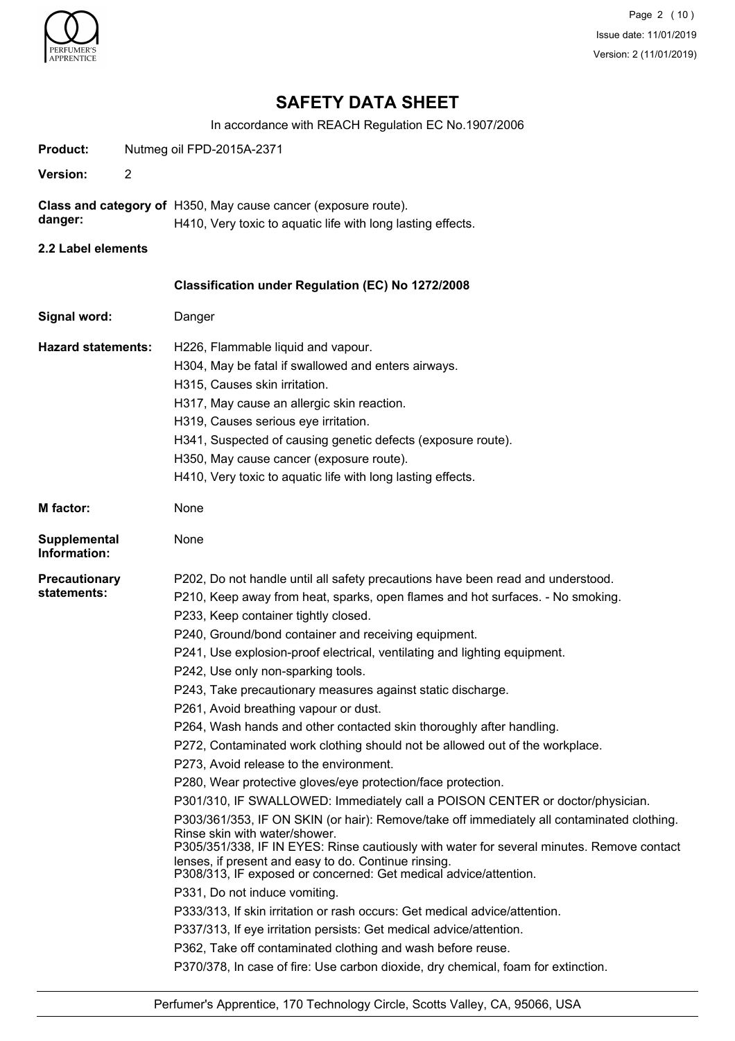# SAFETY DATA SHEET

In accordance with REACH Regulation EC No.1907/2006

**Product:** Nutmeg oil FPD-2015A-2371

**Version:** 2

**Class and category of danger:** H350, May cause cancer (exposure route).
H410, Very toxic to aquatic life with long lasting effects.

**2.2 Label elements**

**Classification under Regulation (EC) No 1272/2008**

**Signal word:** Danger

**Hazard statements:**
H226, Flammable liquid and vapour.
H304, May be fatal if swallowed and enters airways.
H315, Causes skin irritation.
H317, May cause an allergic skin reaction.
H319, Causes serious eye irritation.
H341, Suspected of causing genetic defects (exposure route).
H350, May cause cancer (exposure route).
H410, Very toxic to aquatic life with long lasting effects.

**M factor:** None

**Supplemental Information:** None

**Precautionary statements:**
P202, Do not handle until all safety precautions have been read and understood.
P210, Keep away from heat, sparks, open flames and hot surfaces. - No smoking.
P233, Keep container tightly closed.
P240, Ground/bond container and receiving equipment.
P241, Use explosion-proof electrical, ventilating and lighting equipment.
P242, Use only non-sparking tools.
P243, Take precautionary measures against static discharge.
P261, Avoid breathing vapour or dust.
P264, Wash hands and other contacted skin thoroughly after handling.
P272, Contaminated work clothing should not be allowed out of the workplace.
P273, Avoid release to the environment.
P280, Wear protective gloves/eye protection/face protection.
P301/310, IF SWALLOWED: Immediately call a POISON CENTER or doctor/physician.
P303/361/353, IF ON SKIN (or hair): Remove/take off immediately all contaminated clothing. Rinse skin with water/shower.
P305/351/338, IF IN EYES: Rinse cautiously with water for several minutes. Remove contact lenses, if present and easy to do. Continue rinsing.
P308/313, IF exposed or concerned: Get medical advice/attention.
P331, Do not induce vomiting.
P333/313, If skin irritation or rash occurs: Get medical advice/attention.
P337/313, If eye irritation persists: Get medical advice/attention.
P362, Take off contaminated clothing and wash before reuse.
P370/378, In case of fire: Use carbon dioxide, dry chemical, foam for extinction.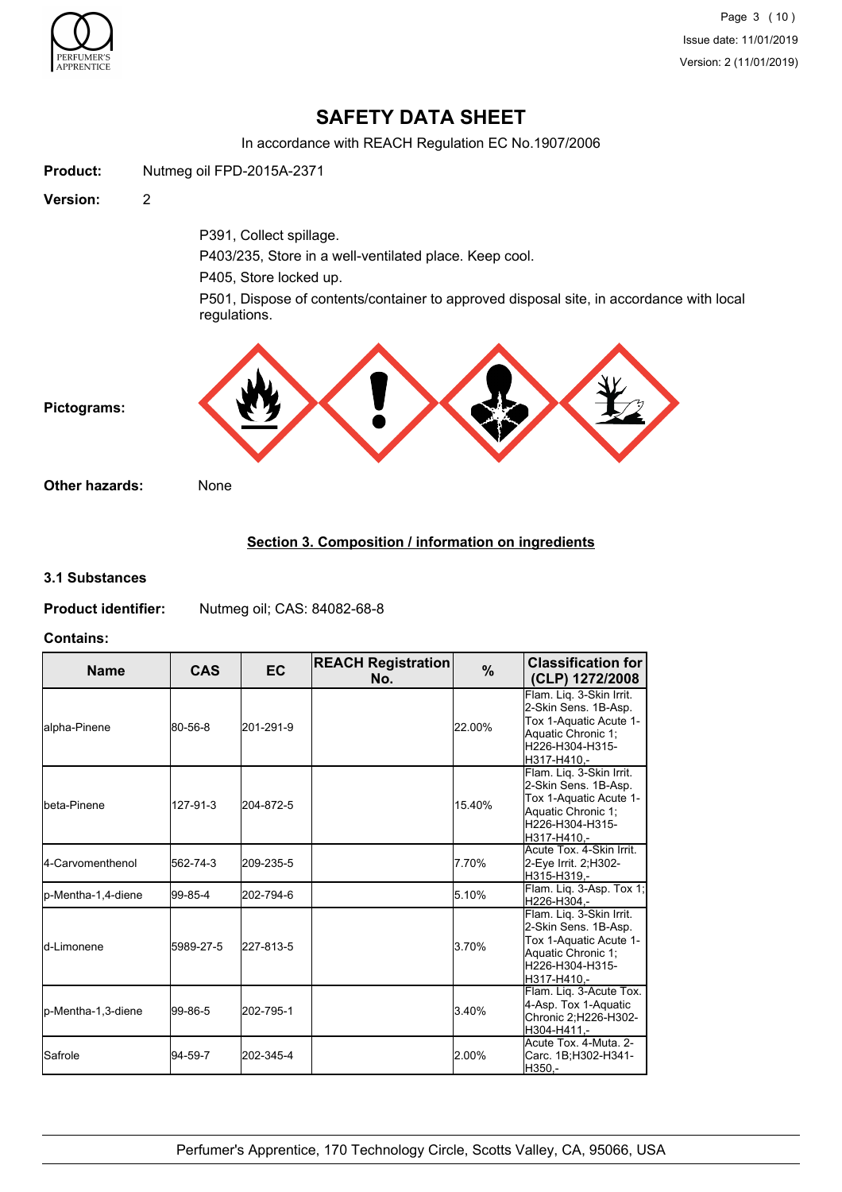# SAFETY DATA SHEET

In accordance with REACH Regulation EC No.1907/2006

**Product:** Nutmeg oil FPD-2015A-2371

**Version:** 2

P391, Collect spillage.

P403/235, Store in a well-ventilated place. Keep cool.

P405, Store locked up.

P501, Dispose of contents/container to approved disposal site, in accordance with local regulations.

**Pictograms:**

**Other hazards:** None

## Section 3. Composition / information on ingredients

### 3.1 Substances

**Product identifier:** Nutmeg oil; CAS: 84082-68-8

**Contains:**

| Name | CAS | EC | REACH Registration No. | % | Classification for (CLP) 1272/2008 |
|---|---|---|---|---|---|
| alpha-Pinene | 80-56-8 | 201-291-9 | | 22.00% | Flam. Liq. 3-Skin Irrit. 2-Skin Sens. 1B-Asp. Tox 1-Aquatic Acute 1-Aquatic Chronic 1;H226-H304-H315-H317-H410,- |
| beta-Pinene | 127-91-3 | 204-872-5 | | 15.40% | Flam. Liq. 3-Skin Irrit. 2-Skin Sens. 1B-Asp. Tox 1-Aquatic Acute 1-Aquatic Chronic 1;H226-H304-H315-H317-H410,- |
| 4-Carvomenthenol | 562-74-3 | 209-235-5 | | 7.70% | Acute Tox. 4-Skin Irrit. 2-Eye Irrit. 2;H302-H315-H319,- |
| p-Mentha-1,4-diene | 99-85-4 | 202-794-6 | | 5.10% | Flam. Liq. 3-Asp. Tox 1;H226-H304,- |
| d-Limonene | 5989-27-5 | 227-813-5 | | 3.70% | Flam. Liq. 3-Skin Irrit. 2-Skin Sens. 1B-Asp. Tox 1-Aquatic Acute 1-Aquatic Chronic 1;H226-H304-H315-H317-H410,- |
| p-Mentha-1,3-diene | 99-86-5 | 202-795-1 | | 3.40% | Flam. Liq. 3-Acute Tox. 4-Asp. Tox 1-Aquatic Chronic 2;H226-H302-H304-H411,- |
| Safrole | 94-59-7 | 202-345-4 | | 2.00% | Acute Tox. 4-Muta. 2-Carc. 1B;H302-H341-H350,- |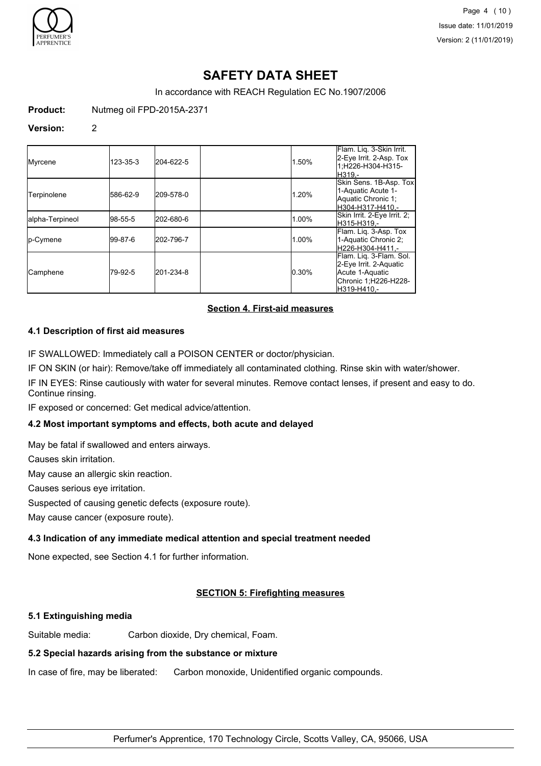# SAFETY DATA SHEET

In accordance with REACH Regulation EC No.1907/2006

**Product:** Nutmeg oil FPD-2015A-2371

**Version:** 2

| | | | | | |
|---|---|---|---|---|---|
| Myrcene | 123-35-3 | 204-622-5 | | 1.50% | Flam. Liq. 3-Skin Irrit. 2-Eye Irrit. 2-Asp. Tox 1;H226-H304-H315-H319,- |
| Terpinolene | 586-62-9 | 209-578-0 | | 1.20% | Skin Sens. 1B-Asp. Tox 1-Aquatic Acute 1-Aquatic Chronic 1; H304-H317-H410,- |
| alpha-Terpineol | 98-55-5 | 202-680-6 | | 1.00% | Skin Irrit. 2-Eye Irrit. 2; H315-H319,- |
| p-Cymene | 99-87-6 | 202-796-7 | | 1.00% | Flam. Liq. 3-Asp. Tox 1-Aquatic Chronic 2; H226-H304-H411,- |
| Camphene | 79-92-5 | 201-234-8 | | 0.30% | Flam. Liq. 3-Flam. Sol. 2-Eye Irrit. 2-Aquatic Acute 1-Aquatic Chronic 1;H226-H228-H319-H410,- |

## Section 4. First-aid measures

### 4.1 Description of first aid measures

IF SWALLOWED: Immediately call a POISON CENTER or doctor/physician.

IF ON SKIN (or hair): Remove/take off immediately all contaminated clothing. Rinse skin with water/shower.

IF IN EYES: Rinse cautiously with water for several minutes. Remove contact lenses, if present and easy to do. Continue rinsing.

IF exposed or concerned: Get medical advice/attention.

### 4.2 Most important symptoms and effects, both acute and delayed

May be fatal if swallowed and enters airways.

Causes skin irritation.

May cause an allergic skin reaction.

Causes serious eye irritation.

Suspected of causing genetic defects (exposure route).

May cause cancer (exposure route).

### 4.3 Indication of any immediate medical attention and special treatment needed

None expected, see Section 4.1 for further information.

## SECTION 5: Firefighting measures

### 5.1 Extinguishing media

Suitable media: Carbon dioxide, Dry chemical, Foam.

### 5.2 Special hazards arising from the substance or mixture

In case of fire, may be liberated: Carbon monoxide, Unidentified organic compounds.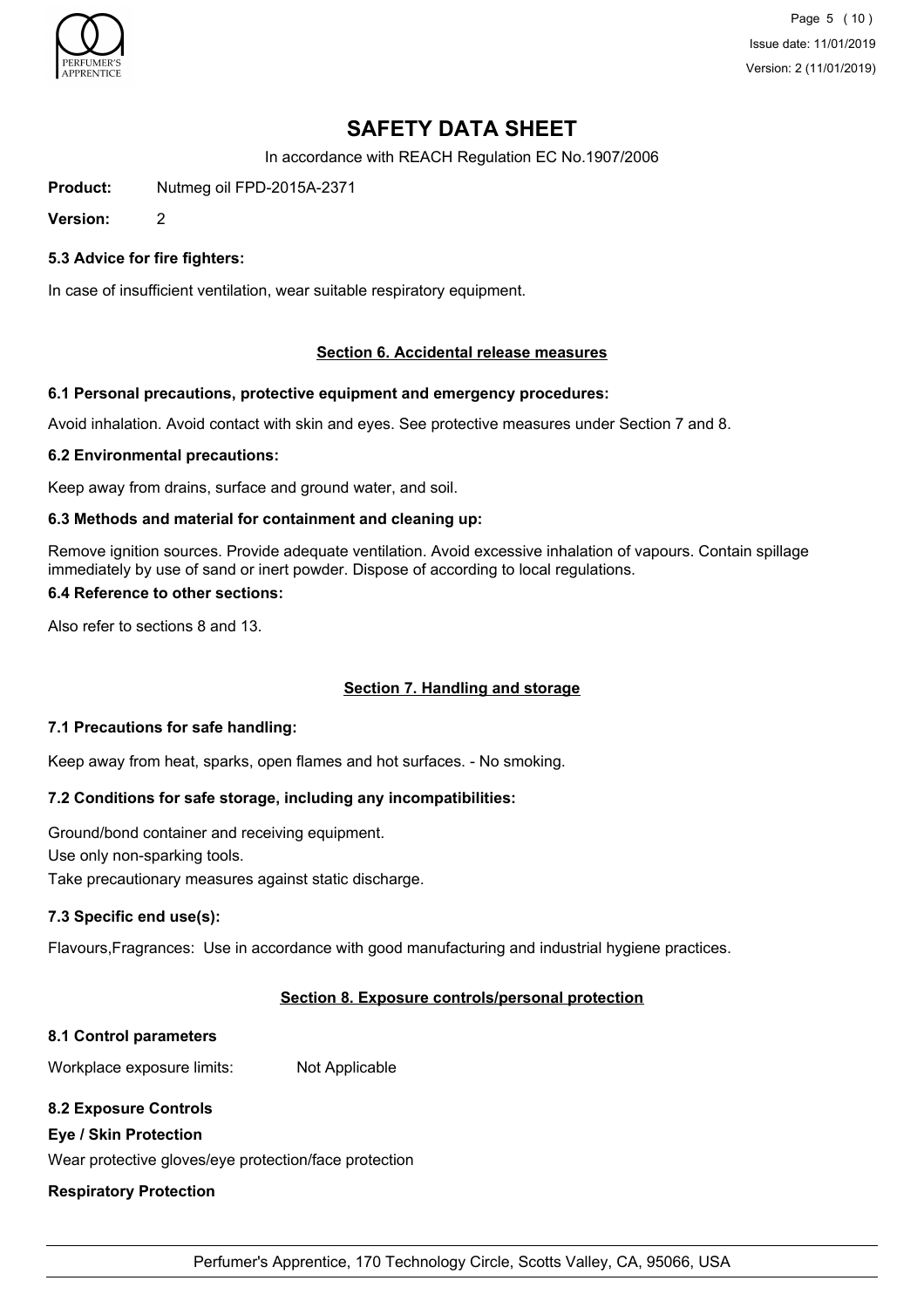# SAFETY DATA SHEET

In accordance with REACH Regulation EC No.1907/2006

**Product:** Nutmeg oil FPD-2015A-2371

**Version:** 2

### 5.3 Advice for fire fighters:

In case of insufficient ventilation, wear suitable respiratory equipment.

## Section 6. Accidental release measures

### 6.1 Personal precautions, protective equipment and emergency procedures:

Avoid inhalation. Avoid contact with skin and eyes. See protective measures under Section 7 and 8.

### 6.2 Environmental precautions:

Keep away from drains, surface and ground water, and soil.

### 6.3 Methods and material for containment and cleaning up:

Remove ignition sources. Provide adequate ventilation. Avoid excessive inhalation of vapours. Contain spillage immediately by use of sand or inert powder. Dispose of according to local regulations.

### 6.4 Reference to other sections:

Also refer to sections 8 and 13.

## Section 7. Handling and storage

### 7.1 Precautions for safe handling:

Keep away from heat, sparks, open flames and hot surfaces. - No smoking.

### 7.2 Conditions for safe storage, including any incompatibilities:

Ground/bond container and receiving equipment.

Use only non-sparking tools.

Take precautionary measures against static discharge.

### 7.3 Specific end use(s):

Flavours,Fragrances: Use in accordance with good manufacturing and industrial hygiene practices.

## Section 8. Exposure controls/personal protection

### 8.1 Control parameters

Workplace exposure limits: Not Applicable

### 8.2 Exposure Controls

**Eye / Skin Protection**

Wear protective gloves/eye protection/face protection

**Respiratory Protection**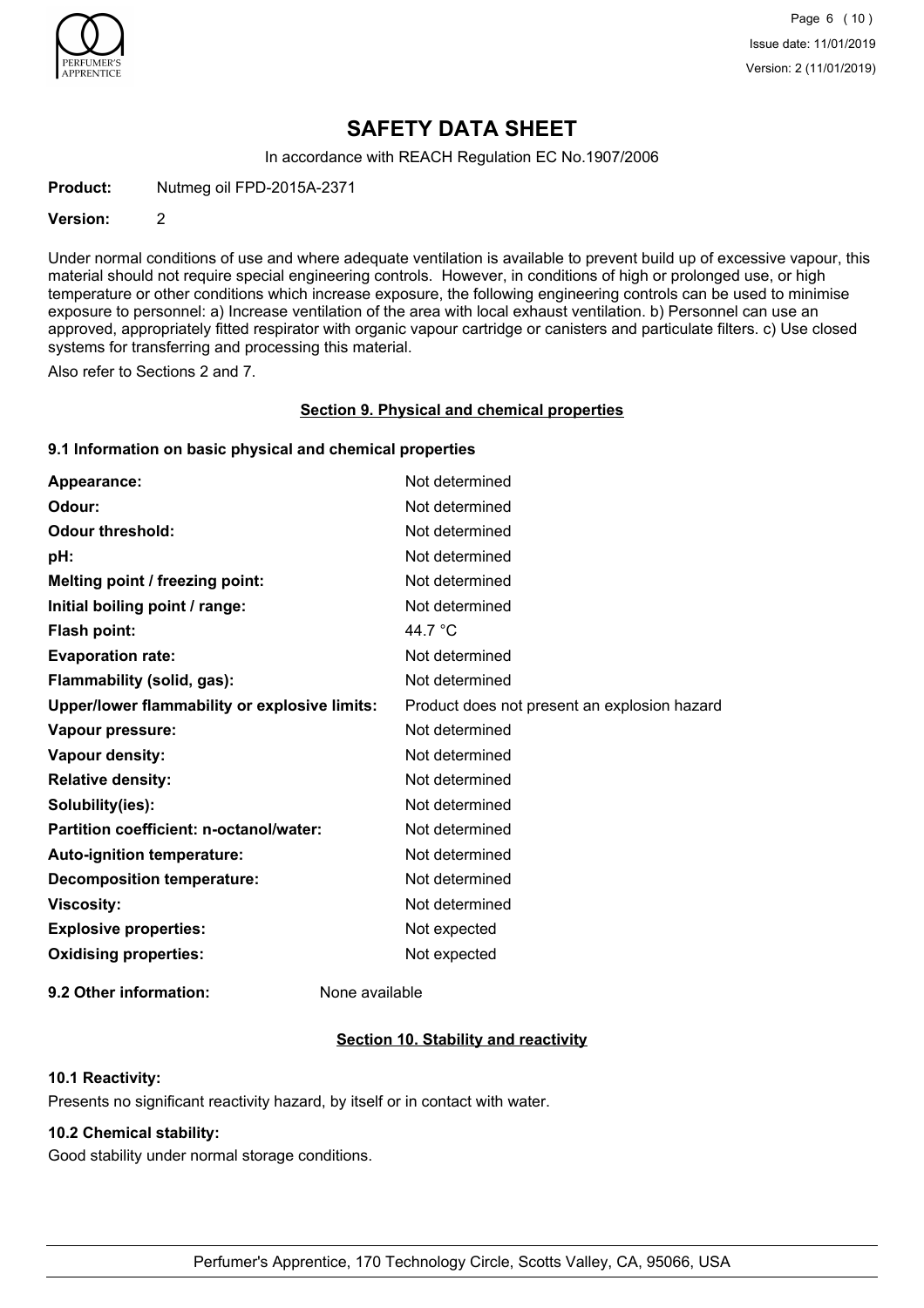# SAFETY DATA SHEET

In accordance with REACH Regulation EC No.1907/2006

**Product:** Nutmeg oil FPD-2015A-2371

**Version:** 2

Under normal conditions of use and where adequate ventilation is available to prevent build up of excessive vapour, this material should not require special engineering controls. However, in conditions of high or prolonged use, or high temperature or other conditions which increase exposure, the following engineering controls can be used to minimise exposure to personnel: a) Increase ventilation of the area with local exhaust ventilation. b) Personnel can use an approved, appropriately fitted respirator with organic vapour cartridge or canisters and particulate filters. c) Use closed systems for transferring and processing this material.

Also refer to Sections 2 and 7.

## Section 9. Physical and chemical properties

### 9.1 Information on basic physical and chemical properties

| | |
|---|---|
| **Appearance:** | Not determined |
| **Odour:** | Not determined |
| **Odour threshold:** | Not determined |
| **pH:** | Not determined |
| **Melting point / freezing point:** | Not determined |
| **Initial boiling point / range:** | Not determined |
| **Flash point:** | 44.7 °C |
| **Evaporation rate:** | Not determined |
| **Flammability (solid, gas):** | Not determined |
| **Upper/lower flammability or explosive limits:** | Product does not present an explosion hazard |
| **Vapour pressure:** | Not determined |
| **Vapour density:** | Not determined |
| **Relative density:** | Not determined |
| **Solubility(ies):** | Not determined |
| **Partition coefficient: n-octanol/water:** | Not determined |
| **Auto-ignition temperature:** | Not determined |
| **Decomposition temperature:** | Not determined |
| **Viscosity:** | Not determined |
| **Explosive properties:** | Not expected |
| **Oxidising properties:** | Not expected |

**9.2 Other information:** None available

## Section 10. Stability and reactivity

### 10.1 Reactivity:

Presents no significant reactivity hazard, by itself or in contact with water.

### 10.2 Chemical stability:

Good stability under normal storage conditions.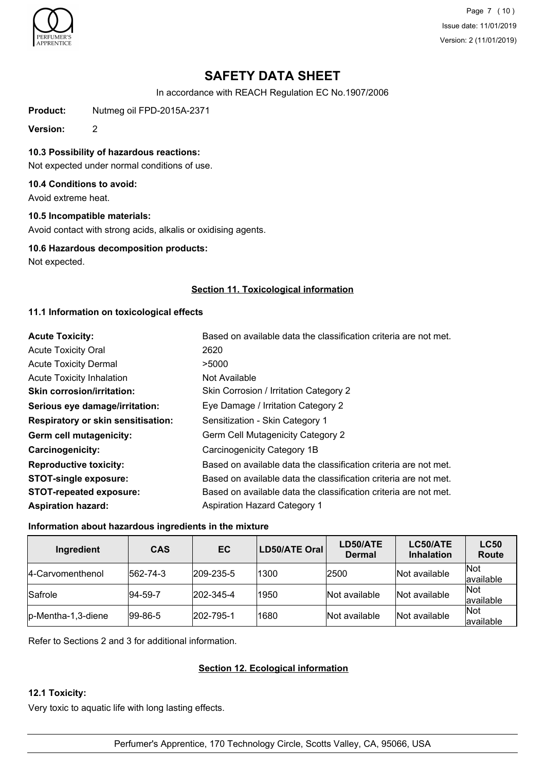# SAFETY DATA SHEET

In accordance with REACH Regulation EC No.1907/2006

**Product:** Nutmeg oil FPD-2015A-2371

**Version:** 2

### 10.3 Possibility of hazardous reactions:

Not expected under normal conditions of use.

### 10.4 Conditions to avoid:

Avoid extreme heat.

### 10.5 Incompatible materials:

Avoid contact with strong acids, alkalis or oxidising agents.

### 10.6 Hazardous decomposition products:

Not expected.

## Section 11. Toxicological information

### 11.1 Information on toxicological effects

| | |
|---|---|
| **Acute Toxicity:** | Based on available data the classification criteria are not met. |
| Acute Toxicity Oral | 2620 |
| Acute Toxicity Dermal | >5000 |
| Acute Toxicity Inhalation | Not Available |
| **Skin corrosion/irritation:** | Skin Corrosion / Irritation Category 2 |
| **Serious eye damage/irritation:** | Eye Damage / Irritation Category 2 |
| **Respiratory or skin sensitisation:** | Sensitization - Skin Category 1 |
| **Germ cell mutagenicity:** | Germ Cell Mutagenicity Category 2 |
| **Carcinogenicity:** | Carcinogenicity Category 1B |
| **Reproductive toxicity:** | Based on available data the classification criteria are not met. |
| **STOT-single exposure:** | Based on available data the classification criteria are not met. |
| **STOT-repeated exposure:** | Based on available data the classification criteria are not met. |
| **Aspiration hazard:** | Aspiration Hazard Category 1 |

**Information about hazardous ingredients in the mixture**

| Ingredient | CAS | EC | LD50/ATE Oral | LD50/ATE Dermal | LC50/ATE Inhalation | LC50 Route |
|---|---|---|---|---|---|---|
| 4-Carvomenthenol | 562-74-3 | 209-235-5 | 1300 | 2500 | Not available | Not available |
| Safrole | 94-59-7 | 202-345-4 | 1950 | Not available | Not available | Not available |
| p-Mentha-1,3-diene | 99-86-5 | 202-795-1 | 1680 | Not available | Not available | Not available |

Refer to Sections 2 and 3 for additional information.

## Section 12. Ecological information

### 12.1 Toxicity:

Very toxic to aquatic life with long lasting effects.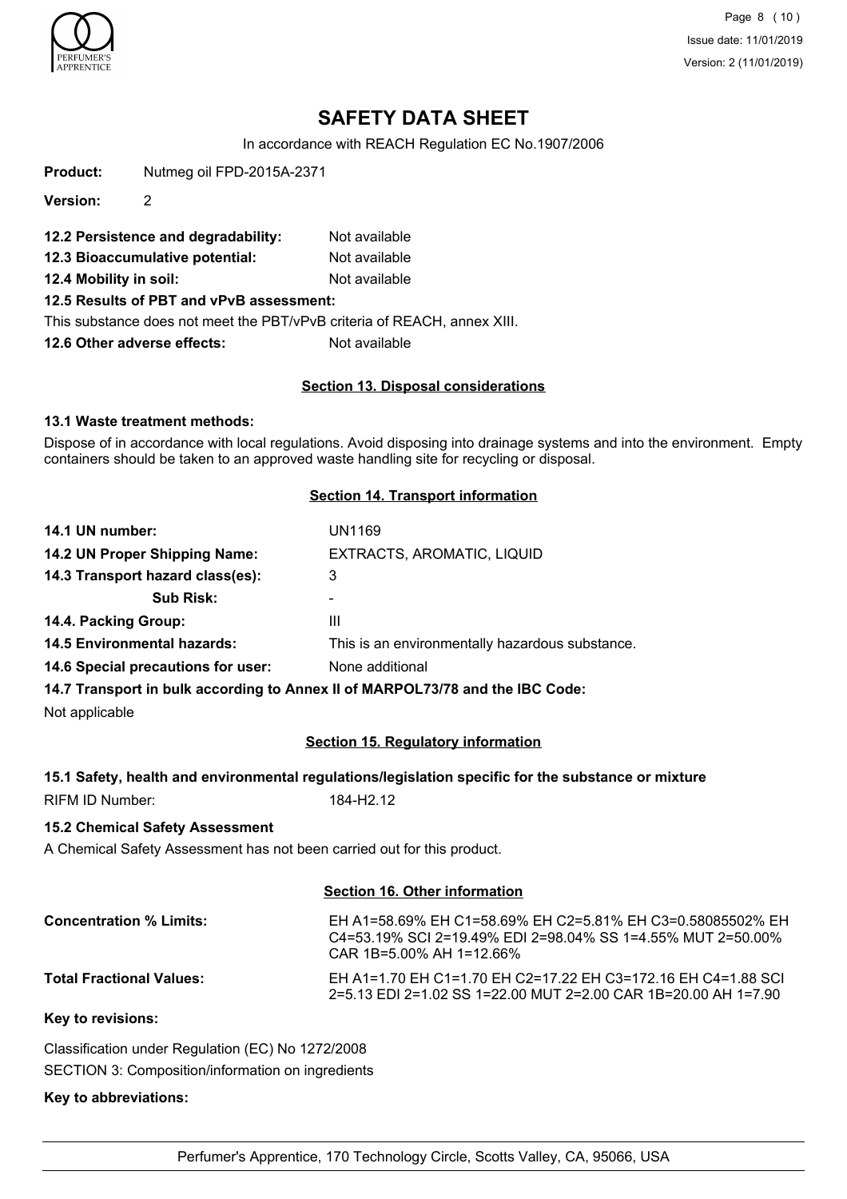# SAFETY DATA SHEET

In accordance with REACH Regulation EC No.1907/2006

**Product:** Nutmeg oil FPD-2015A-2371

**Version:** 2

**12.2 Persistence and degradability:** Not available

**12.3 Bioaccumulative potential:** Not available

**12.4 Mobility in soil:** Not available

**12.5 Results of PBT and vPvB assessment:**

This substance does not meet the PBT/vPvB criteria of REACH, annex XIII.

**12.6 Other adverse effects:** Not available

## Section 13. Disposal considerations

**13.1 Waste treatment methods:**

Dispose of in accordance with local regulations. Avoid disposing into drainage systems and into the environment. Empty containers should be taken to an approved waste handling site for recycling or disposal.

## Section 14. Transport information

**14.1 UN number:** UN1169

**14.2 UN Proper Shipping Name:** EXTRACTS, AROMATIC, LIQUID

**14.3 Transport hazard class(es):** 3

**Sub Risk:** -

**14.4. Packing Group:** III

**14.5 Environmental hazards:** This is an environmentally hazardous substance.

**14.6 Special precautions for user:** None additional

**14.7 Transport in bulk according to Annex II of MARPOL73/78 and the IBC Code:**

Not applicable

## Section 15. Regulatory information

**15.1 Safety, health and environmental regulations/legislation specific for the substance or mixture**

RIFM ID Number: 184-H2.12

**15.2 Chemical Safety Assessment**

A Chemical Safety Assessment has not been carried out for this product.

## Section 16. Other information

**Concentration % Limits:** EH A1=58.69% EH C1=58.69% EH C2=5.81% EH C3=0.58085502% EH C4=53.19% SCI 2=19.49% EDI 2=98.04% SS 1=4.55% MUT 2=50.00% CAR 1B=5.00% AH 1=12.66%

**Total Fractional Values:** EH A1=1.70 EH C1=1.70 EH C2=17.22 EH C3=172.16 EH C4=1.88 SCI 2=5.13 EDI 2=1.02 SS 1=22.00 MUT 2=2.00 CAR 1B=20.00 AH 1=7.90

**Key to revisions:**

Classification under Regulation (EC) No 1272/2008

SECTION 3: Composition/information on ingredients

**Key to abbreviations:**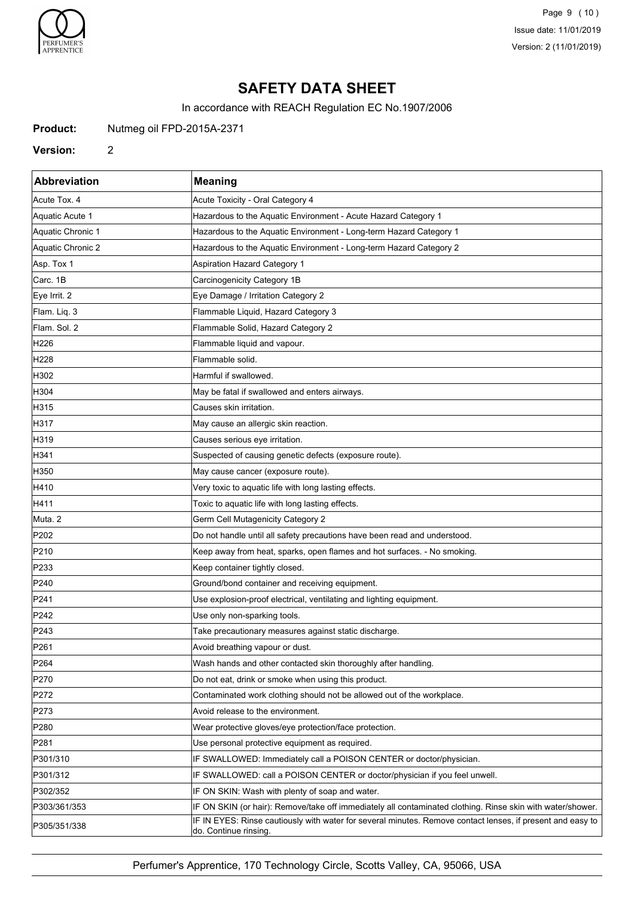# SAFETY DATA SHEET

In accordance with REACH Regulation EC No.1907/2006

**Product:** Nutmeg oil FPD-2015A-2371

**Version:** 2

| Abbreviation | Meaning |
|---|---|
| Acute Tox. 4 | Acute Toxicity - Oral Category 4 |
| Aquatic Acute 1 | Hazardous to the Aquatic Environment - Acute Hazard Category 1 |
| Aquatic Chronic 1 | Hazardous to the Aquatic Environment - Long-term Hazard Category 1 |
| Aquatic Chronic 2 | Hazardous to the Aquatic Environment - Long-term Hazard Category 2 |
| Asp. Tox 1 | Aspiration Hazard Category 1 |
| Carc. 1B | Carcinogenicity Category 1B |
| Eye Irrit. 2 | Eye Damage / Irritation Category 2 |
| Flam. Liq. 3 | Flammable Liquid, Hazard Category 3 |
| Flam. Sol. 2 | Flammable Solid, Hazard Category 2 |
| H226 | Flammable liquid and vapour. |
| H228 | Flammable solid. |
| H302 | Harmful if swallowed. |
| H304 | May be fatal if swallowed and enters airways. |
| H315 | Causes skin irritation. |
| H317 | May cause an allergic skin reaction. |
| H319 | Causes serious eye irritation. |
| H341 | Suspected of causing genetic defects (exposure route). |
| H350 | May cause cancer (exposure route). |
| H410 | Very toxic to aquatic life with long lasting effects. |
| H411 | Toxic to aquatic life with long lasting effects. |
| Muta. 2 | Germ Cell Mutagenicity Category 2 |
| P202 | Do not handle until all safety precautions have been read and understood. |
| P210 | Keep away from heat, sparks, open flames and hot surfaces. - No smoking. |
| P233 | Keep container tightly closed. |
| P240 | Ground/bond container and receiving equipment. |
| P241 | Use explosion-proof electrical, ventilating and lighting equipment. |
| P242 | Use only non-sparking tools. |
| P243 | Take precautionary measures against static discharge. |
| P261 | Avoid breathing vapour or dust. |
| P264 | Wash hands and other contacted skin thoroughly after handling. |
| P270 | Do not eat, drink or smoke when using this product. |
| P272 | Contaminated work clothing should not be allowed out of the workplace. |
| P273 | Avoid release to the environment. |
| P280 | Wear protective gloves/eye protection/face protection. |
| P281 | Use personal protective equipment as required. |
| P301/310 | IF SWALLOWED: Immediately call a POISON CENTER or doctor/physician. |
| P301/312 | IF SWALLOWED: call a POISON CENTER or doctor/physician if you feel unwell. |
| P302/352 | IF ON SKIN: Wash with plenty of soap and water. |
| P303/361/353 | IF ON SKIN (or hair): Remove/take off immediately all contaminated clothing. Rinse skin with water/shower. |
| P305/351/338 | IF IN EYES: Rinse cautiously with water for several minutes. Remove contact lenses, if present and easy to do. Continue rinsing. |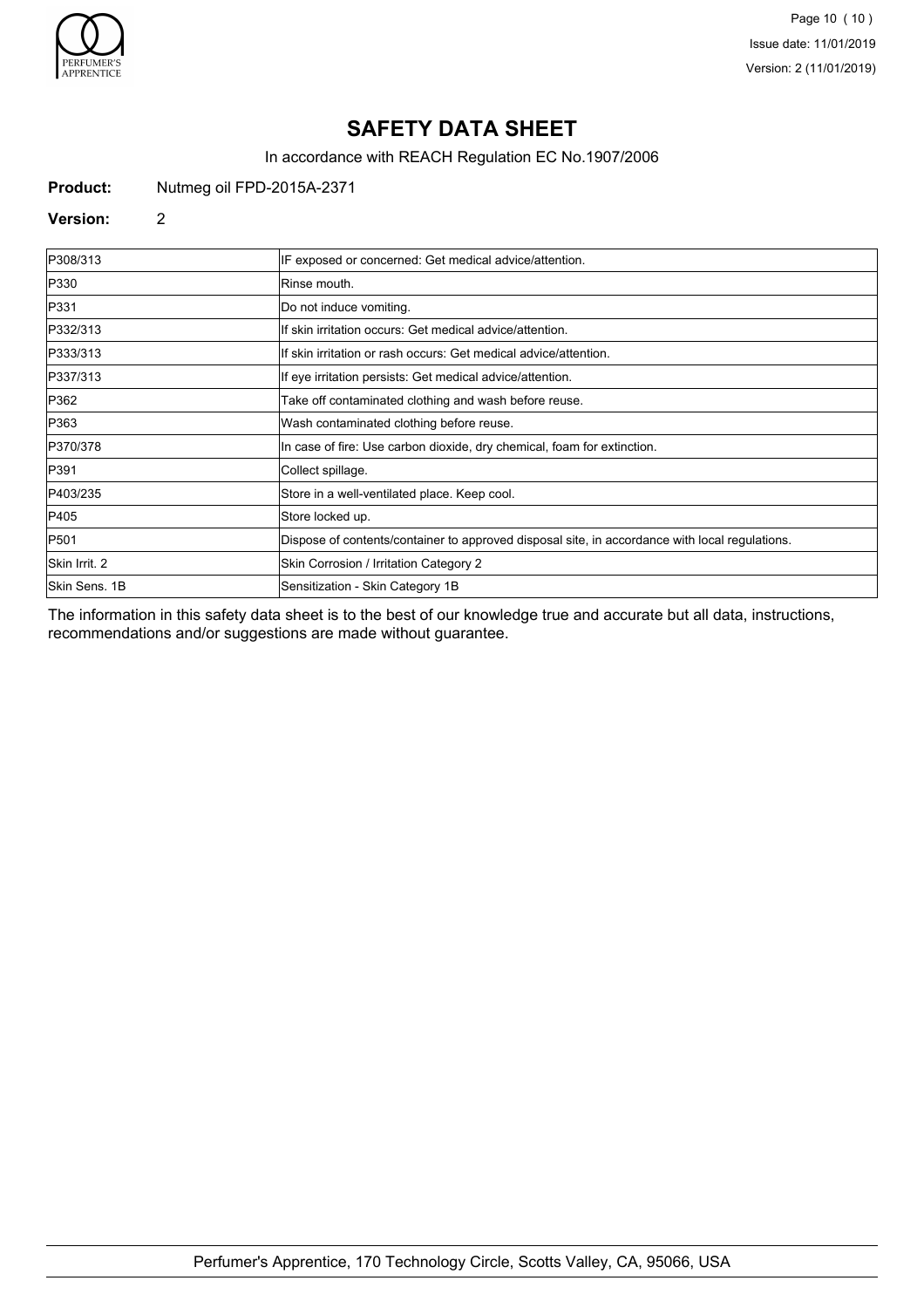# SAFETY DATA SHEET

In accordance with REACH Regulation EC No.1907/2006

**Product:** Nutmeg oil FPD-2015A-2371

**Version:** 2

| | |
|---|---|
| P308/313 | IF exposed or concerned: Get medical advice/attention. |
| P330 | Rinse mouth. |
| P331 | Do not induce vomiting. |
| P332/313 | If skin irritation occurs: Get medical advice/attention. |
| P333/313 | If skin irritation or rash occurs: Get medical advice/attention. |
| P337/313 | If eye irritation persists: Get medical advice/attention. |
| P362 | Take off contaminated clothing and wash before reuse. |
| P363 | Wash contaminated clothing before reuse. |
| P370/378 | In case of fire: Use carbon dioxide, dry chemical, foam for extinction. |
| P391 | Collect spillage. |
| P403/235 | Store in a well-ventilated place. Keep cool. |
| P405 | Store locked up. |
| P501 | Dispose of contents/container to approved disposal site, in accordance with local regulations. |
| Skin Irrit. 2 | Skin Corrosion / Irritation Category 2 |
| Skin Sens. 1B | Sensitization - Skin Category 1B |

The information in this safety data sheet is to the best of our knowledge true and accurate but all data, instructions, recommendations and/or suggestions are made without guarantee.